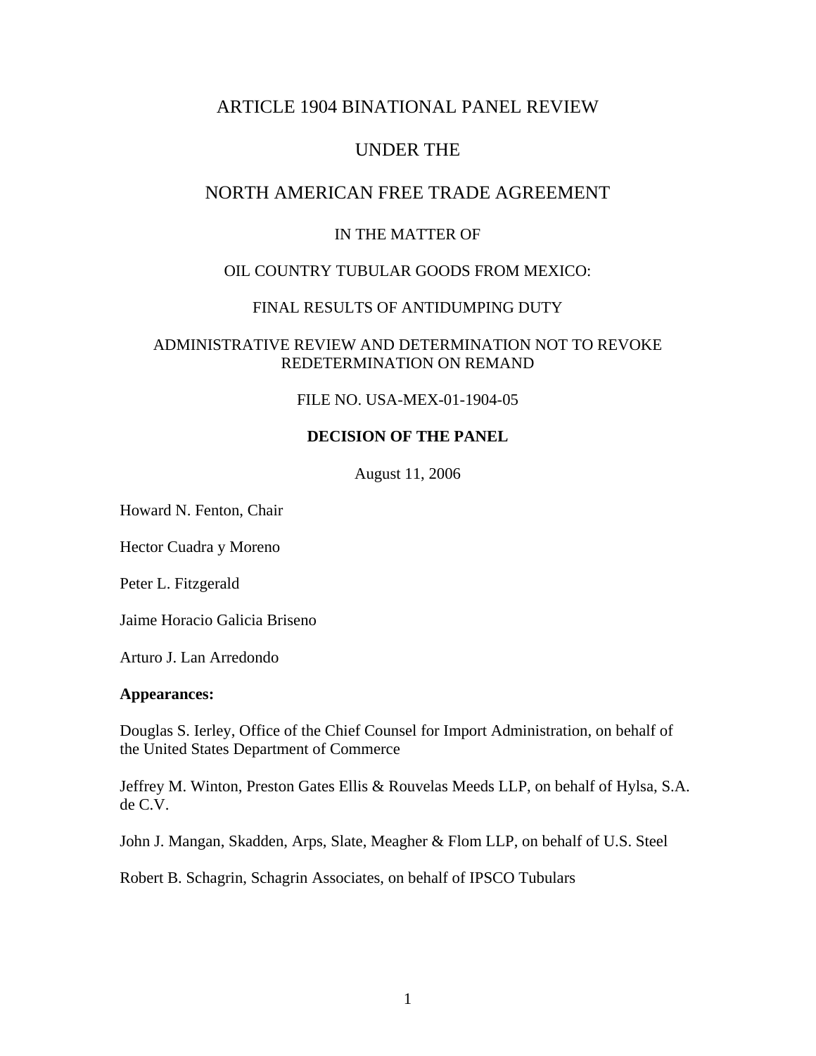# ARTICLE 1904 BINATIONAL PANEL REVIEW

# UNDER THE

# NORTH AMERICAN FREE TRADE AGREEMENT

## IN THE MATTER OF

## OIL COUNTRY TUBULAR GOODS FROM MEXICO:

## FINAL RESULTS OF ANTIDUMPING DUTY

## ADMINISTRATIVE REVIEW AND DETERMINATION NOT TO REVOKE REDETERMINATION ON REMAND

FILE NO. USA-MEX-01-1904-05

**DECISION OF THE PANEL**

August 11, 2006

Howard N. Fenton, Chair

Hector Cuadra y Moreno

Peter L. Fitzgerald

Jaime Horacio Galicia Briseno

Arturo J. Lan Arredondo

**Appearances:**

Douglas S. Ierley, Office of the Chief Counsel for Import Administration, on behalf of the United States Department of Commerce

Jeffrey M. Winton, Preston Gates Ellis & Rouvelas Meeds LLP, on behalf of Hylsa, S.A. de C.V.

John J. Mangan, Skadden, Arps, Slate, Meagher & Flom LLP, on behalf of U.S. Steel

Robert B. Schagrin, Schagrin Associates, on behalf of IPSCO Tubulars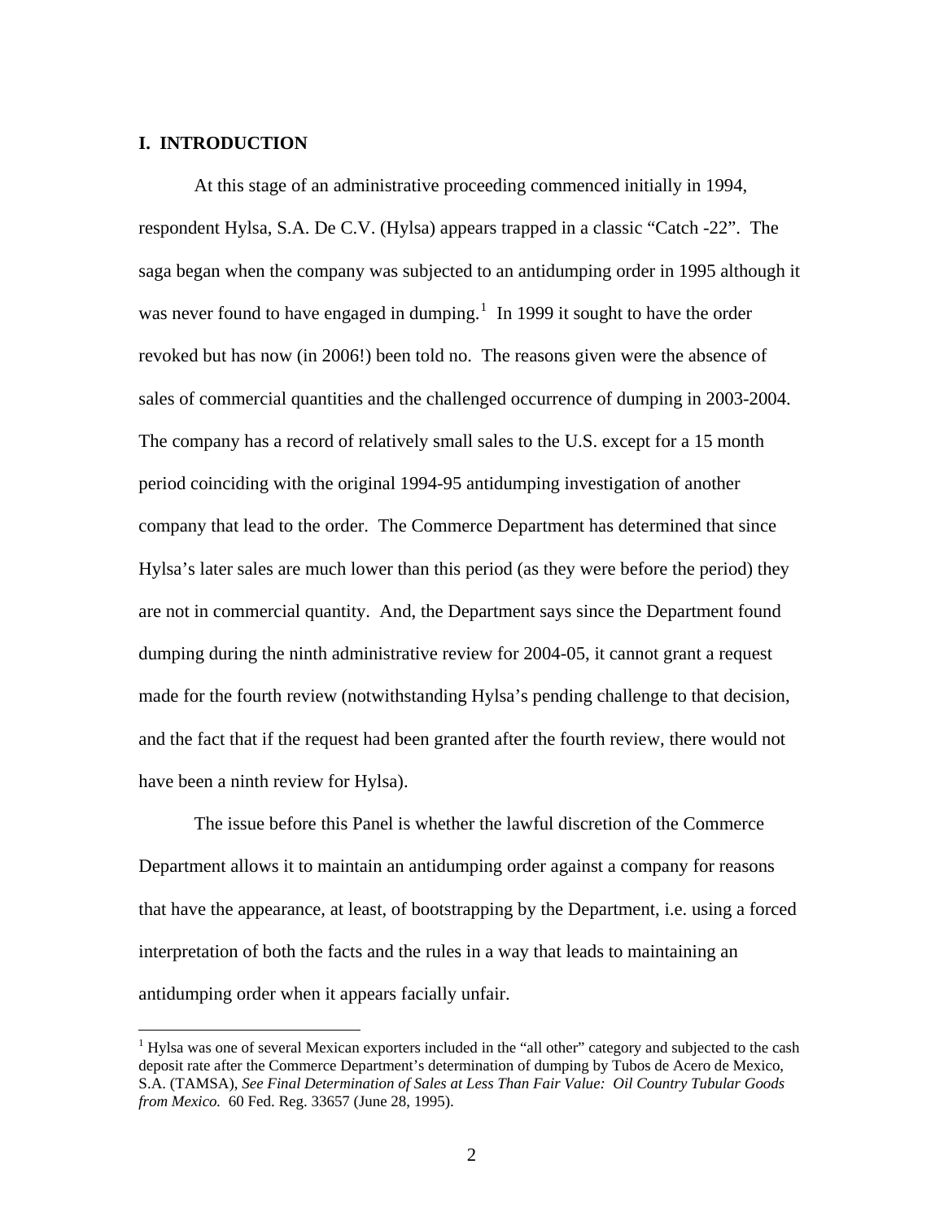## I. INTRODUCTION

At this stage of an administrative proceeding commenced initially in 1994, respondent Hylsa, S.A. De C.V. (Hylsa) appears trapped in a classic "Catch -22". The saga began when the company was subjected to an antidumping order in 1995 although it was never found to have engaged in dumping.[1] In 1999 it sought to have the order revoked but has now (in 2006!) been told no. The reasons given were the absence of sales of commercial quantities and the challenged occurrence of dumping in 2003-2004. The company has a record of relatively small sales to the U.S. except for a 15 month period coinciding with the original 1994-95 antidumping investigation of another company that lead to the order. The Commerce Department has determined that since Hylsa's later sales are much lower than this period (as they were before the period) they are not in commercial quantity. And, the Department says since the Department found dumping during the ninth administrative review for 2004-05, it cannot grant a request made for the fourth review (notwithstanding Hylsa's pending challenge to that decision, and the fact that if the request had been granted after the fourth review, there would not have been a ninth review for Hylsa).

The issue before this Panel is whether the lawful discretion of the Commerce Department allows it to maintain an antidumping order against a company for reasons that have the appearance, at least, of bootstrapping by the Department, i.e. using a forced interpretation of both the facts and the rules in a way that leads to maintaining an antidumping order when it appears facially unfair.

---

[1] Hylsa was one of several Mexican exporters included in the "all other" category and subjected to the cash deposit rate after the Commerce Department's determination of dumping by Tubos de Acero de Mexico, S.A. (TAMSA), *See Final Determination of Sales at Less Than Fair Value: Oil Country Tubular Goods from Mexico.* 60 Fed. Reg. 33657 (June 28, 1995).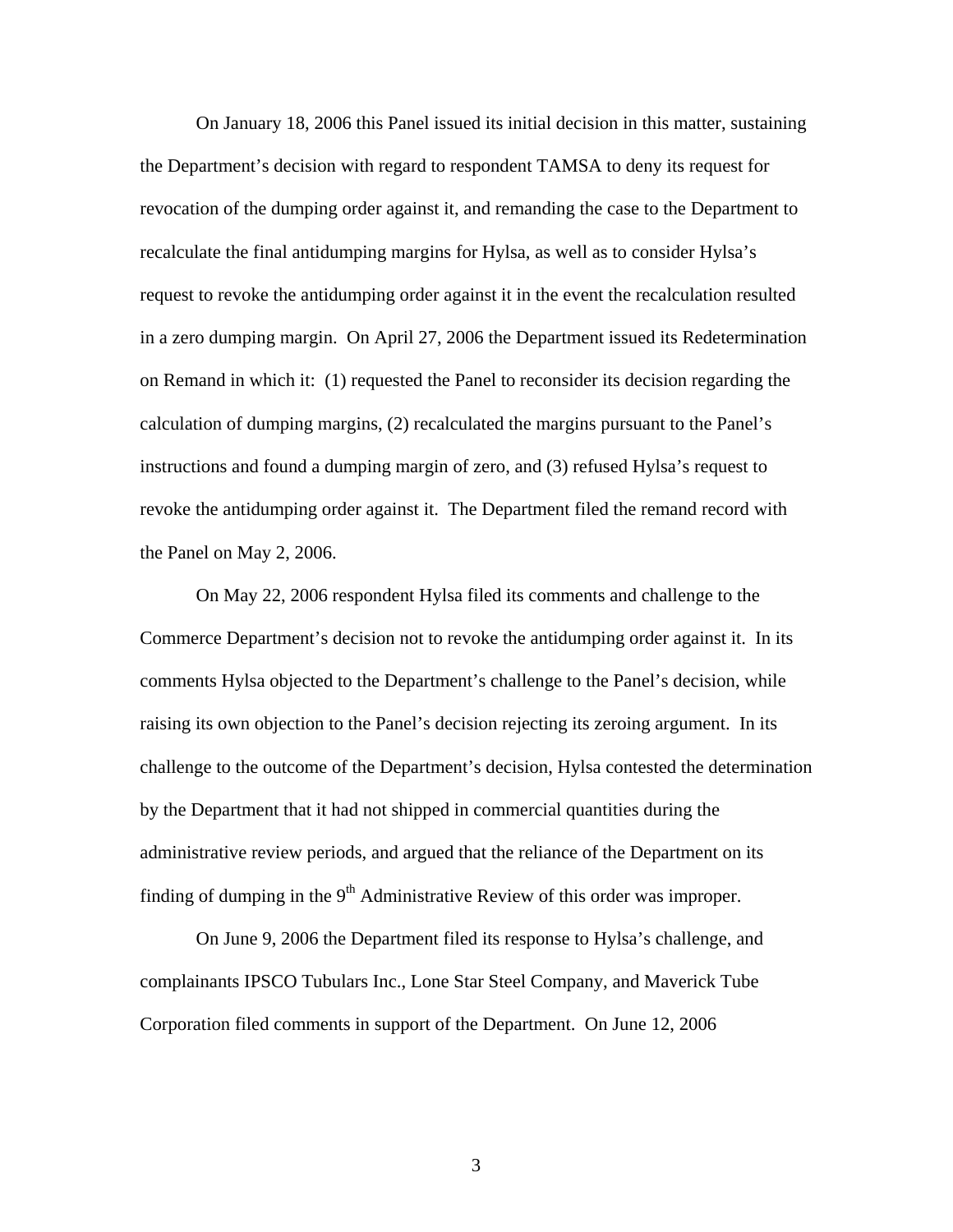On January 18, 2006 this Panel issued its initial decision in this matter, sustaining the Department's decision with regard to respondent TAMSA to deny its request for revocation of the dumping order against it, and remanding the case to the Department to recalculate the final antidumping margins for Hylsa, as well as to consider Hylsa's request to revoke the antidumping order against it in the event the recalculation resulted in a zero dumping margin. On April 27, 2006 the Department issued its Redetermination on Remand in which it: (1) requested the Panel to reconsider its decision regarding the calculation of dumping margins, (2) recalculated the margins pursuant to the Panel's instructions and found a dumping margin of zero, and (3) refused Hylsa's request to revoke the antidumping order against it. The Department filed the remand record with the Panel on May 2, 2006.

On May 22, 2006 respondent Hylsa filed its comments and challenge to the Commerce Department's decision not to revoke the antidumping order against it. In its comments Hylsa objected to the Department's challenge to the Panel's decision, while raising its own objection to the Panel's decision rejecting its zeroing argument. In its challenge to the outcome of the Department's decision, Hylsa contested the determination by the Department that it had not shipped in commercial quantities during the administrative review periods, and argued that the reliance of the Department on its finding of dumping in the 9th Administrative Review of this order was improper.

On June 9, 2006 the Department filed its response to Hylsa's challenge, and complainants IPSCO Tubulars Inc., Lone Star Steel Company, and Maverick Tube Corporation filed comments in support of the Department. On June 12, 2006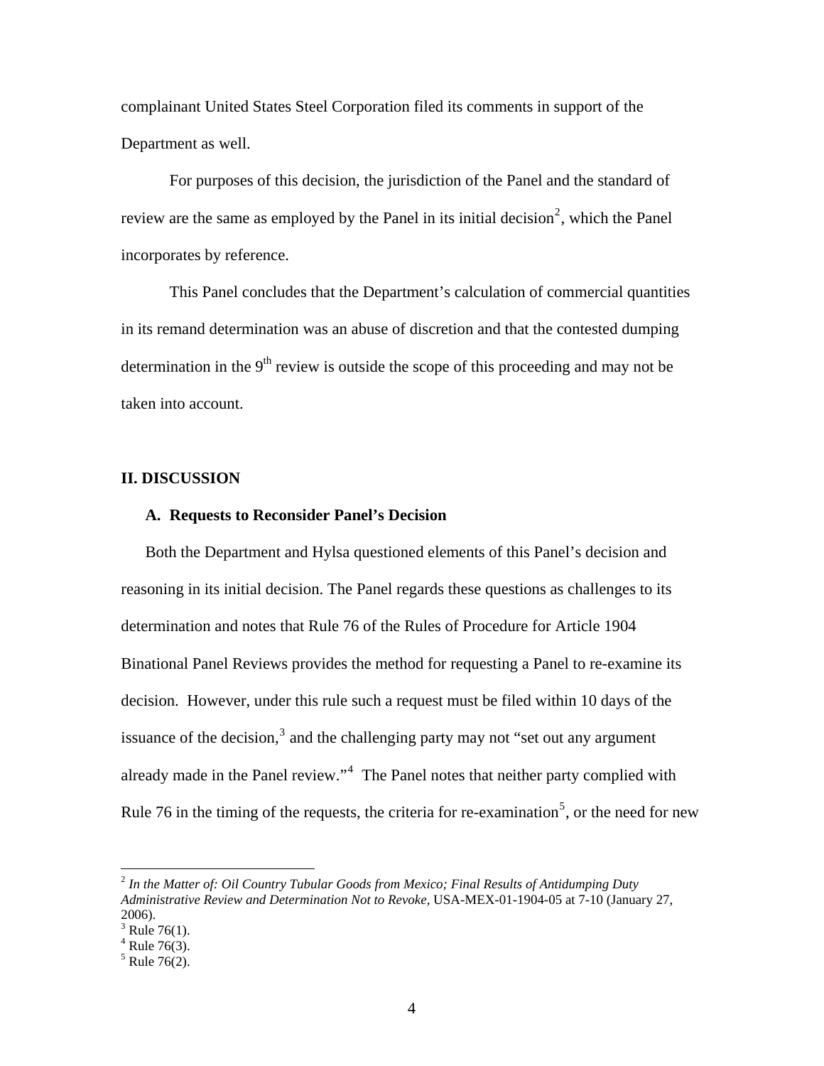complainant United States Steel Corporation filed its comments in support of the Department as well.

For purposes of this decision, the jurisdiction of the Panel and the standard of review are the same as employed by the Panel in its initial decision[2], which the Panel incorporates by reference.

This Panel concludes that the Department's calculation of commercial quantities in its remand determination was an abuse of discretion and that the contested dumping determination in the 9th review is outside the scope of this proceeding and may not be taken into account.

## II. DISCUSSION

### A. Requests to Reconsider Panel's Decision

Both the Department and Hylsa questioned elements of this Panel's decision and reasoning in its initial decision. The Panel regards these questions as challenges to its determination and notes that Rule 76 of the Rules of Procedure for Article 1904 Binational Panel Reviews provides the method for requesting a Panel to re-examine its decision. However, under this rule such a request must be filed within 10 days of the issuance of the decision,[3] and the challenging party may not "set out any argument already made in the Panel review."[4] The Panel notes that neither party complied with Rule 76 in the timing of the requests, the criteria for re-examination[5], or the need for new

---

[2] *In the Matter of: Oil Country Tubular Goods from Mexico; Final Results of Antidumping Duty Administrative Review and Determination Not to Revoke*, USA-MEX-01-1904-05 at 7-10 (January 27, 2006).

[3] Rule 76(1).

[4] Rule 76(3).

[5] Rule 76(2).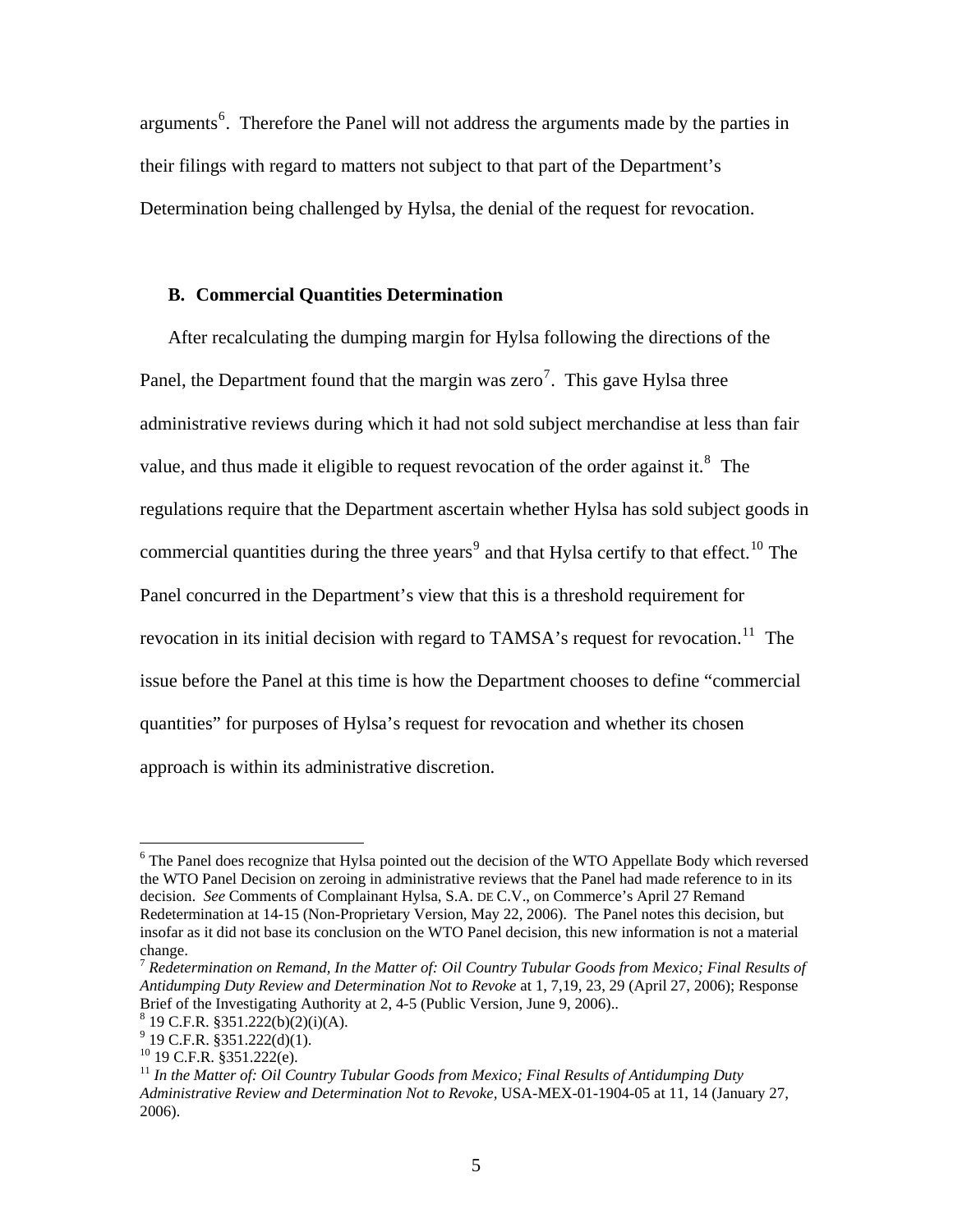arguments[6]. Therefore the Panel will not address the arguments made by the parties in their filings with regard to matters not subject to that part of the Department's Determination being challenged by Hylsa, the denial of the request for revocation.

### B. Commercial Quantities Determination

After recalculating the dumping margin for Hylsa following the directions of the Panel, the Department found that the margin was zero[7]. This gave Hylsa three administrative reviews during which it had not sold subject merchandise at less than fair value, and thus made it eligible to request revocation of the order against it.[8] The regulations require that the Department ascertain whether Hylsa has sold subject goods in commercial quantities during the three years[9] and that Hylsa certify to that effect.[10] The Panel concurred in the Department's view that this is a threshold requirement for revocation in its initial decision with regard to TAMSA's request for revocation.[11] The issue before the Panel at this time is how the Department chooses to define "commercial quantities" for purposes of Hylsa's request for revocation and whether its chosen approach is within its administrative discretion.

---

[6] The Panel does recognize that Hylsa pointed out the decision of the WTO Appellate Body which reversed the WTO Panel Decision on zeroing in administrative reviews that the Panel had made reference to in its decision. *See* Comments of Complainant Hylsa, S.A. DE C.V., on Commerce's April 27 Remand Redetermination at 14-15 (Non-Proprietary Version, May 22, 2006). The Panel notes this decision, but insofar as it did not base its conclusion on the WTO Panel decision, this new information is not a material change.

[7] *Redetermination on Remand, In the Matter of: Oil Country Tubular Goods from Mexico; Final Results of Antidumping Duty Review and Determination Not to Revoke* at 1, 7,19, 23, 29 (April 27, 2006); Response Brief of the Investigating Authority at 2, 4-5 (Public Version, June 9, 2006)..

[8] 19 C.F.R. §351.222(b)(2)(i)(A).

[9] 19 C.F.R. §351.222(d)(1).

[10] 19 C.F.R. §351.222(e).

[11] *In the Matter of: Oil Country Tubular Goods from Mexico; Final Results of Antidumping Duty Administrative Review and Determination Not to Revoke*, USA-MEX-01-1904-05 at 11, 14 (January 27, 2006).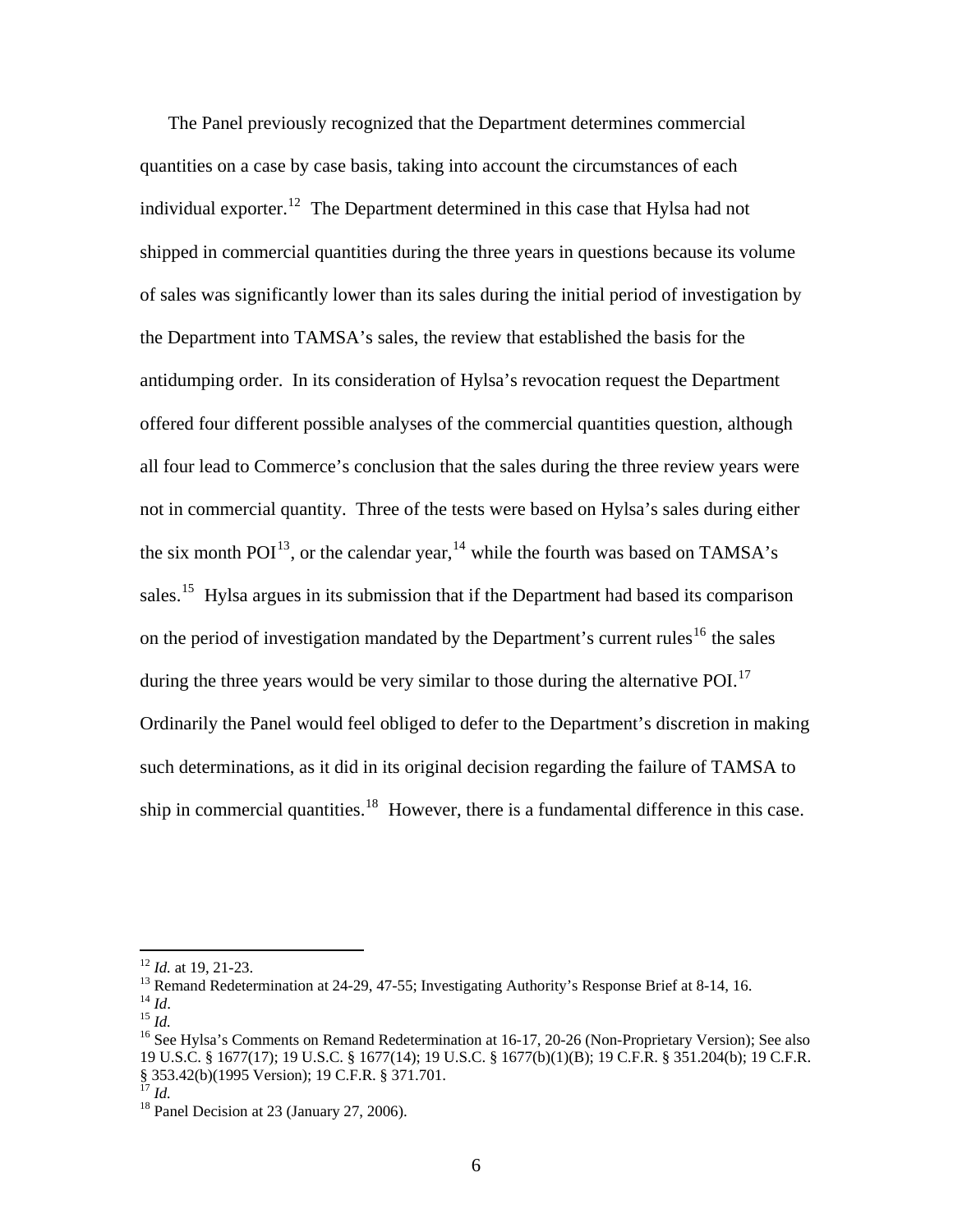The Panel previously recognized that the Department determines commercial quantities on a case by case basis, taking into account the circumstances of each individual exporter.[12] The Department determined in this case that Hylsa had not shipped in commercial quantities during the three years in questions because its volume of sales was significantly lower than its sales during the initial period of investigation by the Department into TAMSA's sales, the review that established the basis for the antidumping order. In its consideration of Hylsa's revocation request the Department offered four different possible analyses of the commercial quantities question, although all four lead to Commerce's conclusion that the sales during the three review years were not in commercial quantity. Three of the tests were based on Hylsa's sales during either the six month POI[13], or the calendar year,[14] while the fourth was based on TAMSA's sales.[15] Hylsa argues in its submission that if the Department had based its comparison on the period of investigation mandated by the Department's current rules[16] the sales during the three years would be very similar to those during the alternative POI.[17] Ordinarily the Panel would feel obliged to defer to the Department's discretion in making such determinations, as it did in its original decision regarding the failure of TAMSA to ship in commercial quantities.[18] However, there is a fundamental difference in this case.

---

[12] *Id.* at 19, 21-23.

[13] Remand Redetermination at 24-29, 47-55; Investigating Authority's Response Brief at 8-14, 16.

[14] *Id*.

[15] *Id.*

[16] See Hylsa's Comments on Remand Redetermination at 16-17, 20-26 (Non-Proprietary Version); See also 19 U.S.C. § 1677(17); 19 U.S.C. § 1677(14); 19 U.S.C. § 1677(b)(1)(B); 19 C.F.R. § 351.204(b); 19 C.F.R. § 353.42(b)(1995 Version); 19 C.F.R. § 371.701.

[17] *Id.*

[18] Panel Decision at 23 (January 27, 2006).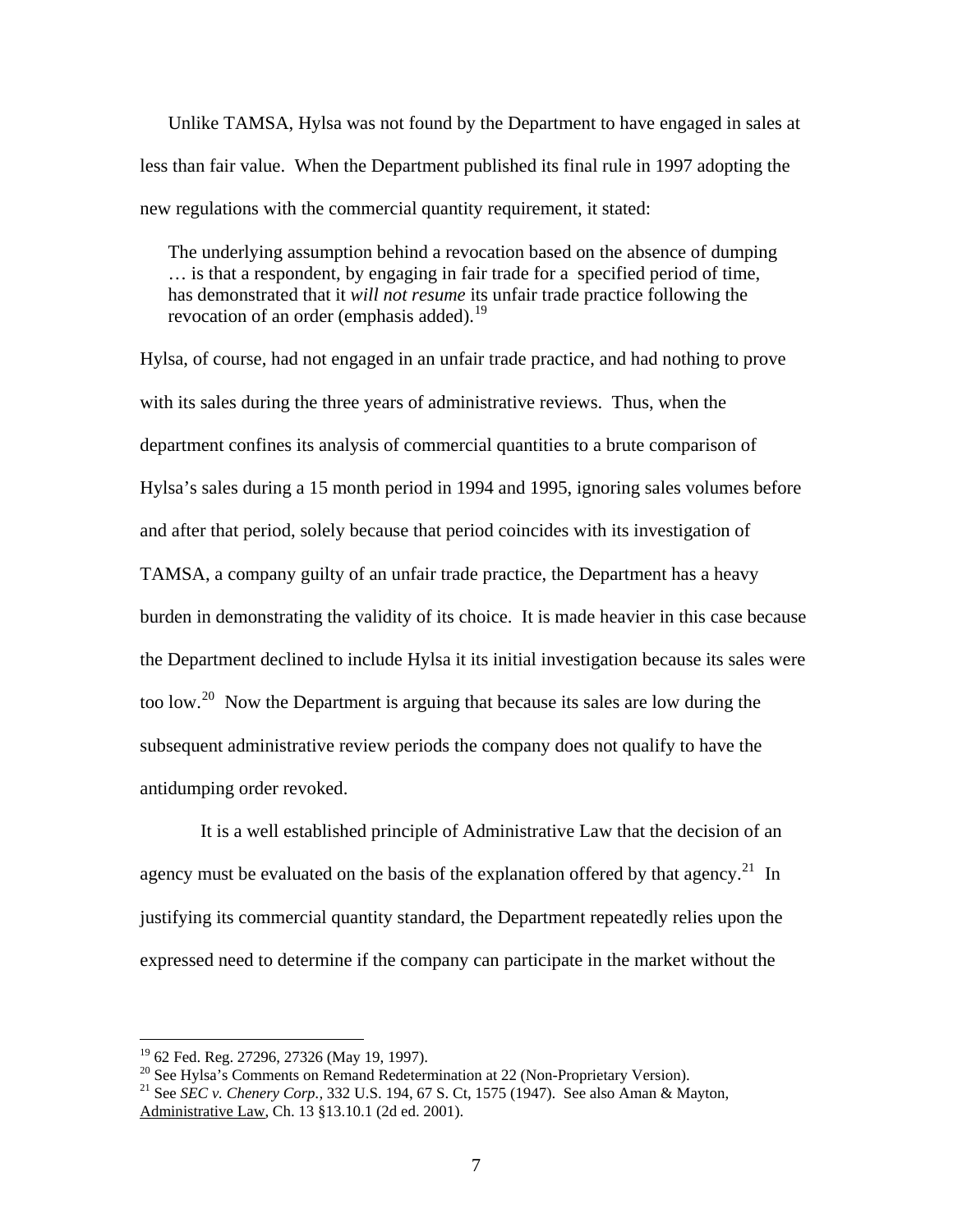Unlike TAMSA, Hylsa was not found by the Department to have engaged in sales at less than fair value. When the Department published its final rule in 1997 adopting the new regulations with the commercial quantity requirement, it stated:

> The underlying assumption behind a revocation based on the absence of dumping … is that a respondent, by engaging in fair trade for a specified period of time, has demonstrated that it *will not resume* its unfair trade practice following the revocation of an order (emphasis added).[19]

Hylsa, of course, had not engaged in an unfair trade practice, and had nothing to prove with its sales during the three years of administrative reviews. Thus, when the department confines its analysis of commercial quantities to a brute comparison of Hylsa's sales during a 15 month period in 1994 and 1995, ignoring sales volumes before and after that period, solely because that period coincides with its investigation of TAMSA, a company guilty of an unfair trade practice, the Department has a heavy burden in demonstrating the validity of its choice. It is made heavier in this case because the Department declined to include Hylsa it its initial investigation because its sales were too low.[20] Now the Department is arguing that because its sales are low during the subsequent administrative review periods the company does not qualify to have the antidumping order revoked.

It is a well established principle of Administrative Law that the decision of an agency must be evaluated on the basis of the explanation offered by that agency.[21] In justifying its commercial quantity standard, the Department repeatedly relies upon the expressed need to determine if the company can participate in the market without the

---

[19] 62 Fed. Reg. 27296, 27326 (May 19, 1997).

[20] See Hylsa's Comments on Remand Redetermination at 22 (Non-Proprietary Version).

[21] See *SEC v. Chenery Corp.*, 332 U.S. 194, 67 S. Ct, 1575 (1947). See also Aman & Mayton, Administrative Law, Ch. 13 §13.10.1 (2d ed. 2001).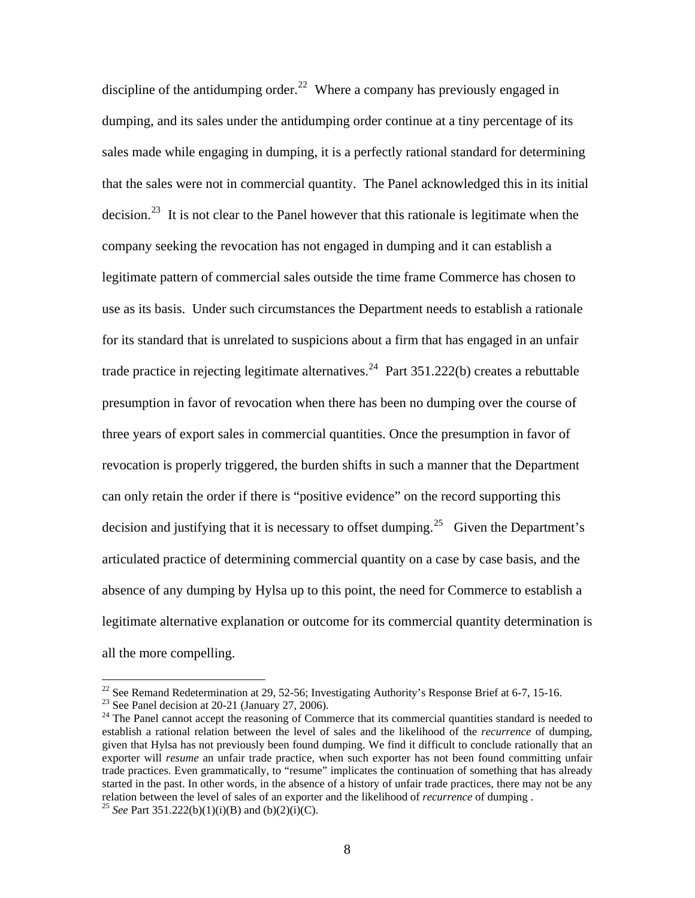discipline of the antidumping order.[22] Where a company has previously engaged in dumping, and its sales under the antidumping order continue at a tiny percentage of its sales made while engaging in dumping, it is a perfectly rational standard for determining that the sales were not in commercial quantity. The Panel acknowledged this in its initial decision.[23] It is not clear to the Panel however that this rationale is legitimate when the company seeking the revocation has not engaged in dumping and it can establish a legitimate pattern of commercial sales outside the time frame Commerce has chosen to use as its basis. Under such circumstances the Department needs to establish a rationale for its standard that is unrelated to suspicions about a firm that has engaged in an unfair trade practice in rejecting legitimate alternatives.[24] Part 351.222(b) creates a rebuttable presumption in favor of revocation when there has been no dumping over the course of three years of export sales in commercial quantities. Once the presumption in favor of revocation is properly triggered, the burden shifts in such a manner that the Department can only retain the order if there is "positive evidence" on the record supporting this decision and justifying that it is necessary to offset dumping.[25] Given the Department's articulated practice of determining commercial quantity on a case by case basis, and the absence of any dumping by Hylsa up to this point, the need for Commerce to establish a legitimate alternative explanation or outcome for its commercial quantity determination is all the more compelling.

---

[22] See Remand Redetermination at 29, 52-56; Investigating Authority's Response Brief at 6-7, 15-16.

[23] See Panel decision at 20-21 (January 27, 2006).

[24] The Panel cannot accept the reasoning of Commerce that its commercial quantities standard is needed to establish a rational relation between the level of sales and the likelihood of the *recurrence* of dumping, given that Hylsa has not previously been found dumping. We find it difficult to conclude rationally that an exporter will *resume* an unfair trade practice, when such exporter has not been found committing unfair trade practices. Even grammatically, to "resume" implicates the continuation of something that has already started in the past. In other words, in the absence of a history of unfair trade practices, there may not be any relation between the level of sales of an exporter and the likelihood of *recurrence* of dumping .

[25] *See* Part 351.222(b)(1)(i)(B) and (b)(2)(i)(C).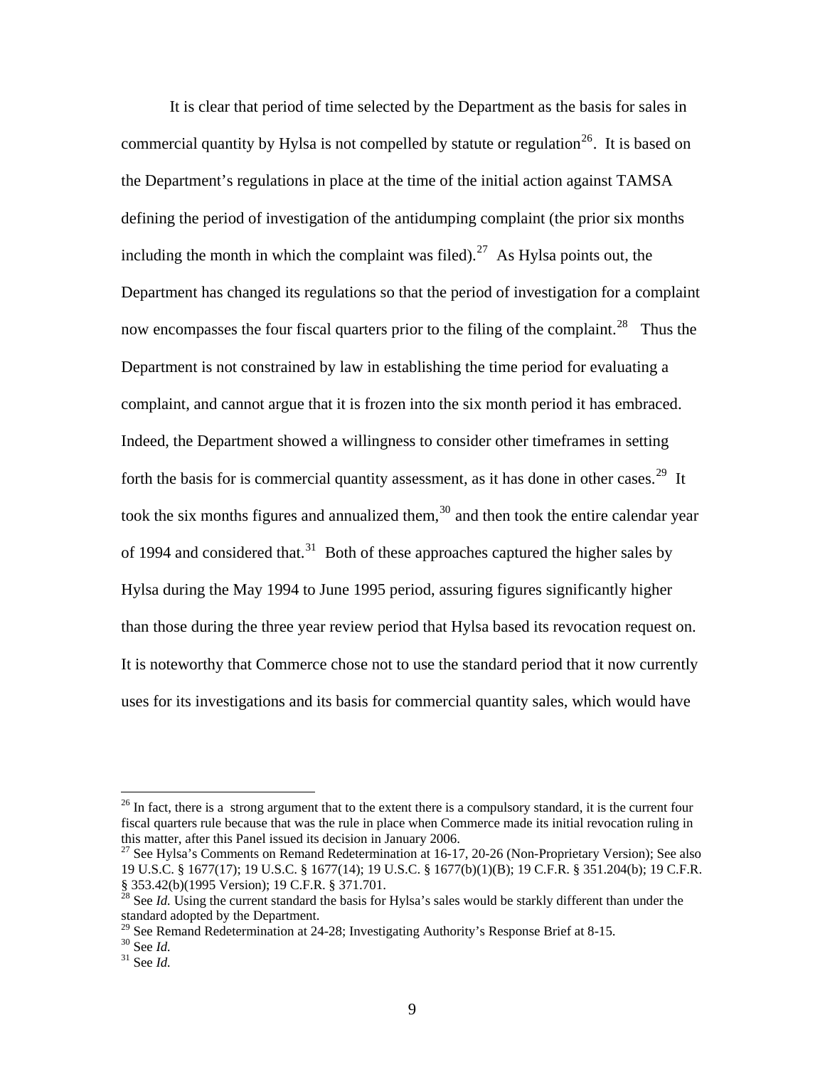It is clear that period of time selected by the Department as the basis for sales in commercial quantity by Hylsa is not compelled by statute or regulation[26]. It is based on the Department's regulations in place at the time of the initial action against TAMSA defining the period of investigation of the antidumping complaint (the prior six months including the month in which the complaint was filed).[27] As Hylsa points out, the Department has changed its regulations so that the period of investigation for a complaint now encompasses the four fiscal quarters prior to the filing of the complaint.[28] Thus the Department is not constrained by law in establishing the time period for evaluating a complaint, and cannot argue that it is frozen into the six month period it has embraced. Indeed, the Department showed a willingness to consider other timeframes in setting forth the basis for is commercial quantity assessment, as it has done in other cases.[29] It took the six months figures and annualized them,[30] and then took the entire calendar year of 1994 and considered that.[31] Both of these approaches captured the higher sales by Hylsa during the May 1994 to June 1995 period, assuring figures significantly higher than those during the three year review period that Hylsa based its revocation request on. It is noteworthy that Commerce chose not to use the standard period that it now currently uses for its investigations and its basis for commercial quantity sales, which would have

---

[26] In fact, there is a strong argument that to the extent there is a compulsory standard, it is the current four fiscal quarters rule because that was the rule in place when Commerce made its initial revocation ruling in this matter, after this Panel issued its decision in January 2006.

[27] See Hylsa's Comments on Remand Redetermination at 16-17, 20-26 (Non-Proprietary Version); See also 19 U.S.C. § 1677(17); 19 U.S.C. § 1677(14); 19 U.S.C. § 1677(b)(1)(B); 19 C.F.R. § 351.204(b); 19 C.F.R. § 353.42(b)(1995 Version); 19 C.F.R. § 371.701.

[28] See *Id.* Using the current standard the basis for Hylsa's sales would be starkly different than under the standard adopted by the Department.

[29] See Remand Redetermination at 24-28; Investigating Authority's Response Brief at 8-15.

[30] See *Id.*

[31] See *Id.*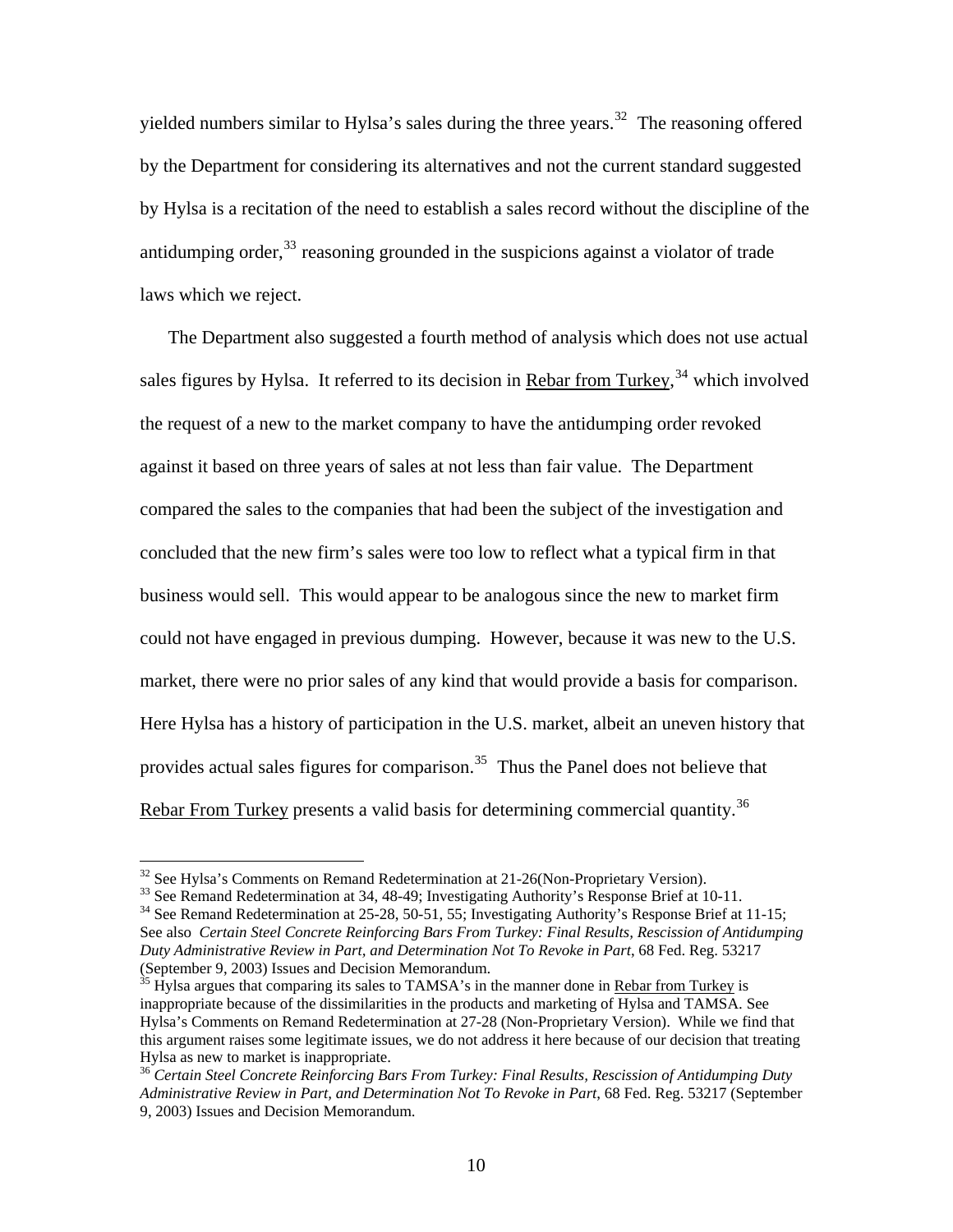yielded numbers similar to Hylsa's sales during the three years.[32] The reasoning offered by the Department for considering its alternatives and not the current standard suggested by Hylsa is a recitation of the need to establish a sales record without the discipline of the antidumping order,[33] reasoning grounded in the suspicions against a violator of trade laws which we reject.

The Department also suggested a fourth method of analysis which does not use actual sales figures by Hylsa. It referred to its decision in Rebar from Turkey,[34] which involved the request of a new to the market company to have the antidumping order revoked against it based on three years of sales at not less than fair value. The Department compared the sales to the companies that had been the subject of the investigation and concluded that the new firm's sales were too low to reflect what a typical firm in that business would sell. This would appear to be analogous since the new to market firm could not have engaged in previous dumping. However, because it was new to the U.S. market, there were no prior sales of any kind that would provide a basis for comparison. Here Hylsa has a history of participation in the U.S. market, albeit an uneven history that provides actual sales figures for comparison.[35] Thus the Panel does not believe that Rebar From Turkey presents a valid basis for determining commercial quantity.[36]

---

[32] See Hylsa's Comments on Remand Redetermination at 21-26(Non-Proprietary Version).

[33] See Remand Redetermination at 34, 48-49; Investigating Authority's Response Brief at 10-11.

[34] See Remand Redetermination at 25-28, 50-51, 55; Investigating Authority's Response Brief at 11-15; See also *Certain Steel Concrete Reinforcing Bars From Turkey: Final Results, Rescission of Antidumping Duty Administrative Review in Part, and Determination Not To Revoke in Part*, 68 Fed. Reg. 53217 (September 9, 2003) Issues and Decision Memorandum.

[35] Hylsa argues that comparing its sales to TAMSA's in the manner done in Rebar from Turkey is inappropriate because of the dissimilarities in the products and marketing of Hylsa and TAMSA. See Hylsa's Comments on Remand Redetermination at 27-28 (Non-Proprietary Version). While we find that this argument raises some legitimate issues, we do not address it here because of our decision that treating Hylsa as new to market is inappropriate.

[36] *Certain Steel Concrete Reinforcing Bars From Turkey: Final Results, Rescission of Antidumping Duty Administrative Review in Part, and Determination Not To Revoke in Part*, 68 Fed. Reg. 53217 (September 9, 2003) Issues and Decision Memorandum.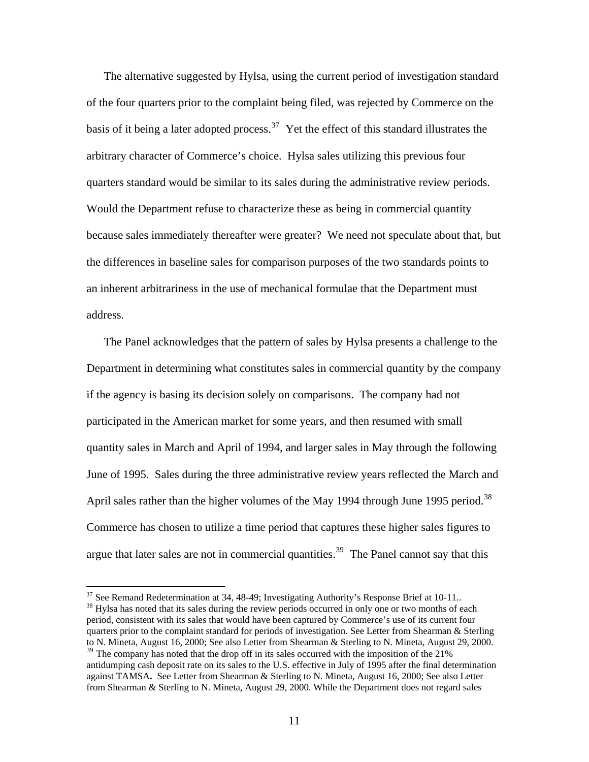The alternative suggested by Hylsa, using the current period of investigation standard of the four quarters prior to the complaint being filed, was rejected by Commerce on the basis of it being a later adopted process.[37] Yet the effect of this standard illustrates the arbitrary character of Commerce's choice. Hylsa sales utilizing this previous four quarters standard would be similar to its sales during the administrative review periods. Would the Department refuse to characterize these as being in commercial quantity because sales immediately thereafter were greater? We need not speculate about that, but the differences in baseline sales for comparison purposes of the two standards points to an inherent arbitrariness in the use of mechanical formulae that the Department must address.

The Panel acknowledges that the pattern of sales by Hylsa presents a challenge to the Department in determining what constitutes sales in commercial quantity by the company if the agency is basing its decision solely on comparisons. The company had not participated in the American market for some years, and then resumed with small quantity sales in March and April of 1994, and larger sales in May through the following June of 1995. Sales during the three administrative review years reflected the March and April sales rather than the higher volumes of the May 1994 through June 1995 period.[38] Commerce has chosen to utilize a time period that captures these higher sales figures to argue that later sales are not in commercial quantities.[39] The Panel cannot say that this

---

[37] See Remand Redetermination at 34, 48-49; Investigating Authority's Response Brief at 10-11..

[38] Hylsa has noted that its sales during the review periods occurred in only one or two months of each period, consistent with its sales that would have been captured by Commerce's use of its current four quarters prior to the complaint standard for periods of investigation. See Letter from Shearman & Sterling to N. Mineta, August 16, 2000; See also Letter from Shearman & Sterling to N. Mineta, August 29, 2000.

[39] The company has noted that the drop off in its sales occurred with the imposition of the 21% antidumping cash deposit rate on its sales to the U.S. effective in July of 1995 after the final determination against TAMSA**.** See Letter from Shearman & Sterling to N. Mineta, August 16, 2000; See also Letter from Shearman & Sterling to N. Mineta, August 29, 2000. While the Department does not regard sales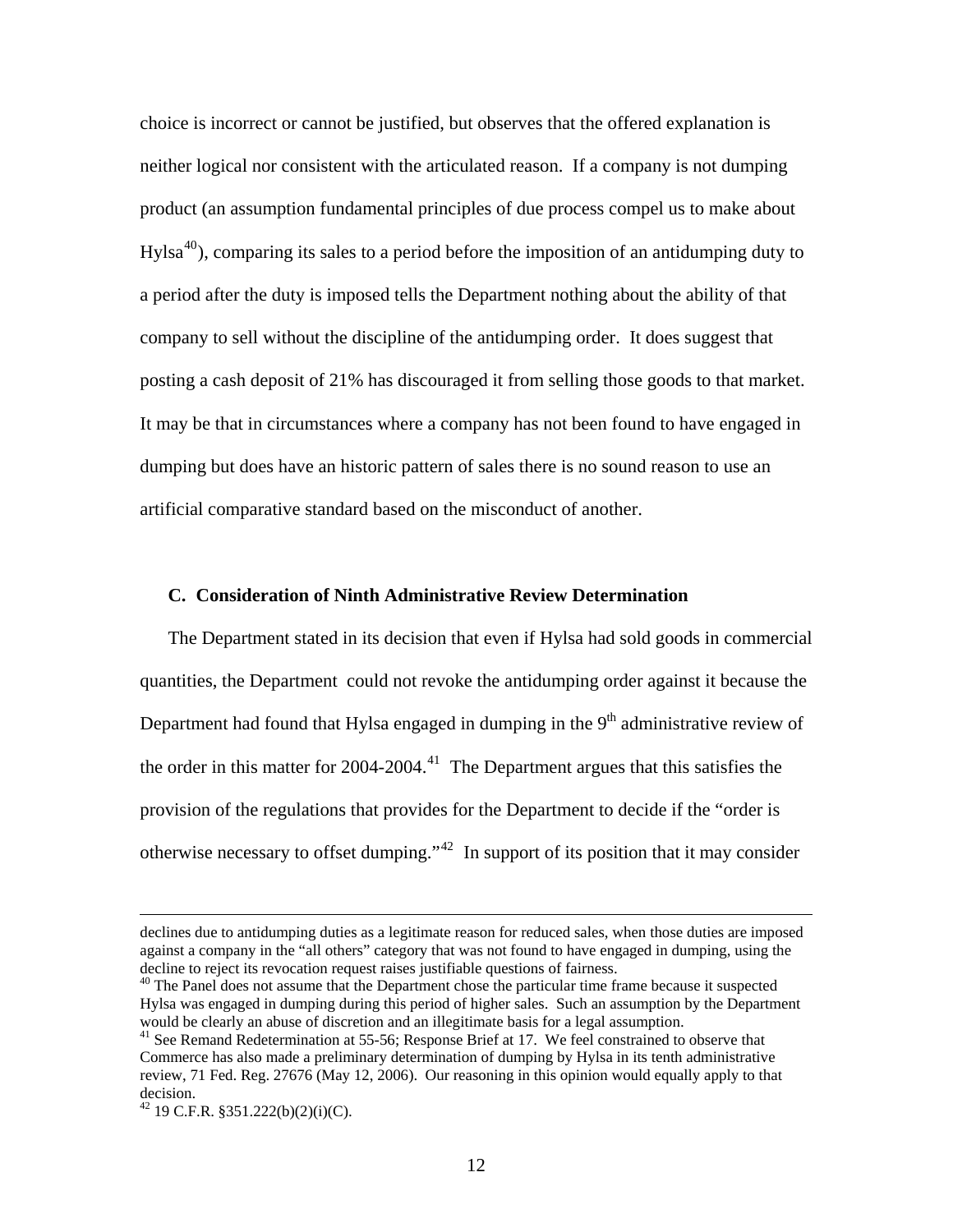choice is incorrect or cannot be justified, but observes that the offered explanation is neither logical nor consistent with the articulated reason. If a company is not dumping product (an assumption fundamental principles of due process compel us to make about Hylsa[40]), comparing its sales to a period before the imposition of an antidumping duty to a period after the duty is imposed tells the Department nothing about the ability of that company to sell without the discipline of the antidumping order. It does suggest that posting a cash deposit of 21% has discouraged it from selling those goods to that market. It may be that in circumstances where a company has not been found to have engaged in dumping but does have an historic pattern of sales there is no sound reason to use an artificial comparative standard based on the misconduct of another.

### C. Consideration of Ninth Administrative Review Determination

The Department stated in its decision that even if Hylsa had sold goods in commercial quantities, the Department could not revoke the antidumping order against it because the Department had found that Hylsa engaged in dumping in the 9th administrative review of the order in this matter for 2004-2004.[41] The Department argues that this satisfies the provision of the regulations that provides for the Department to decide if the "order is otherwise necessary to offset dumping."[42] In support of its position that it may consider

---

declines due to antidumping duties as a legitimate reason for reduced sales, when those duties are imposed against a company in the "all others" category that was not found to have engaged in dumping, using the decline to reject its revocation request raises justifiable questions of fairness.

[40] The Panel does not assume that the Department chose the particular time frame because it suspected Hylsa was engaged in dumping during this period of higher sales. Such an assumption by the Department would be clearly an abuse of discretion and an illegitimate basis for a legal assumption.

[41] See Remand Redetermination at 55-56; Response Brief at 17. We feel constrained to observe that Commerce has also made a preliminary determination of dumping by Hylsa in its tenth administrative review, 71 Fed. Reg. 27676 (May 12, 2006). Our reasoning in this opinion would equally apply to that decision.

[42] 19 C.F.R. §351.222(b)(2)(i)(C).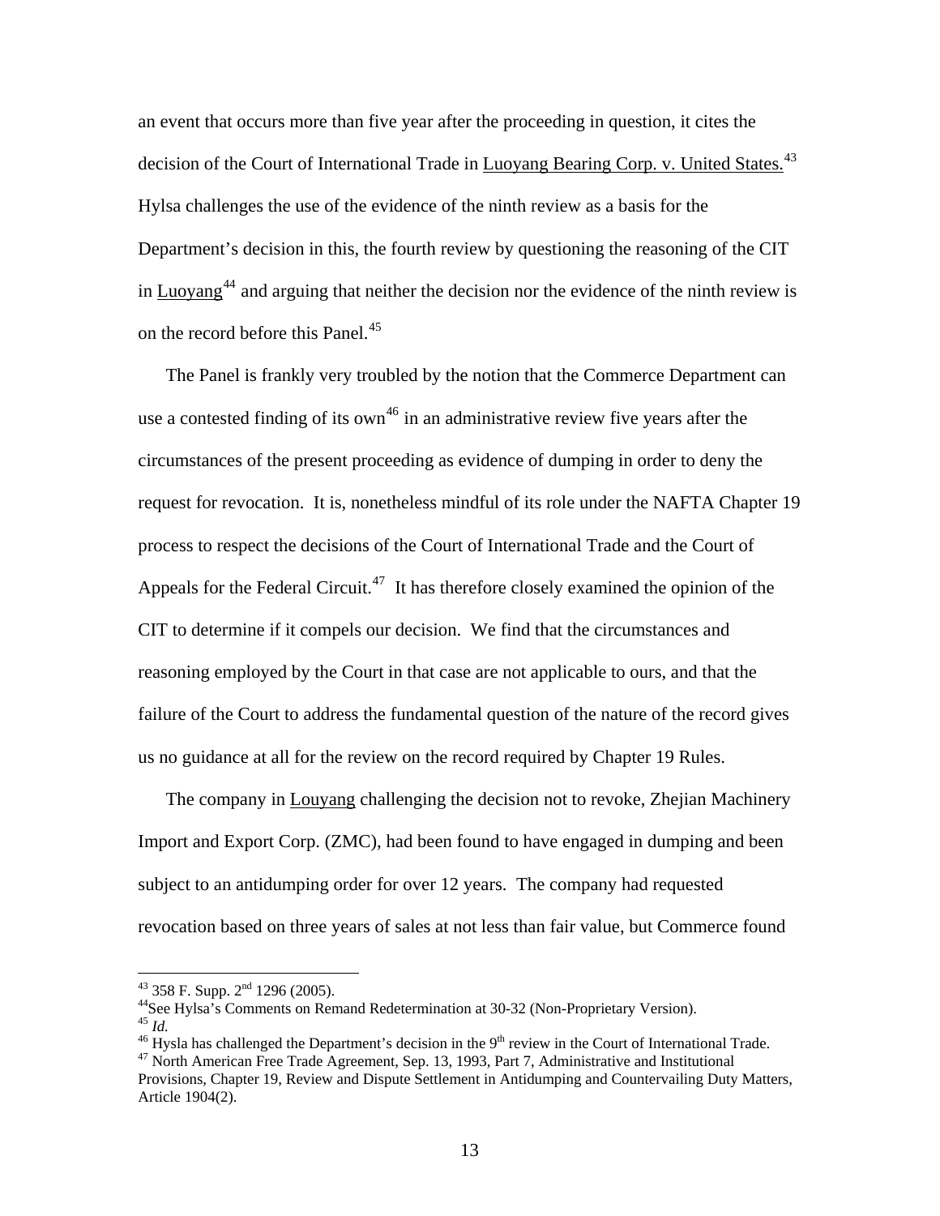an event that occurs more than five year after the proceeding in question, it cites the decision of the Court of International Trade in Luoyang Bearing Corp. v. United States.[43] Hylsa challenges the use of the evidence of the ninth review as a basis for the Department's decision in this, the fourth review by questioning the reasoning of the CIT in Luoyang[44] and arguing that neither the decision nor the evidence of the ninth review is on the record before this Panel.[45]

The Panel is frankly very troubled by the notion that the Commerce Department can use a contested finding of its own[46] in an administrative review five years after the circumstances of the present proceeding as evidence of dumping in order to deny the request for revocation. It is, nonetheless mindful of its role under the NAFTA Chapter 19 process to respect the decisions of the Court of International Trade and the Court of Appeals for the Federal Circuit.[47] It has therefore closely examined the opinion of the CIT to determine if it compels our decision. We find that the circumstances and reasoning employed by the Court in that case are not applicable to ours, and that the failure of the Court to address the fundamental question of the nature of the record gives us no guidance at all for the review on the record required by Chapter 19 Rules.

The company in Louyang challenging the decision not to revoke, Zhejian Machinery Import and Export Corp. (ZMC), had been found to have engaged in dumping and been subject to an antidumping order for over 12 years. The company had requested revocation based on three years of sales at not less than fair value, but Commerce found

---

[43] 358 F. Supp. 2nd 1296 (2005).

[44] See Hylsa's Comments on Remand Redetermination at 30-32 (Non-Proprietary Version).

[45] *Id.*

[46] Hysla has challenged the Department's decision in the 9th review in the Court of International Trade.

[47] North American Free Trade Agreement, Sep. 13, 1993, Part 7, Administrative and Institutional Provisions, Chapter 19, Review and Dispute Settlement in Antidumping and Countervailing Duty Matters, Article 1904(2).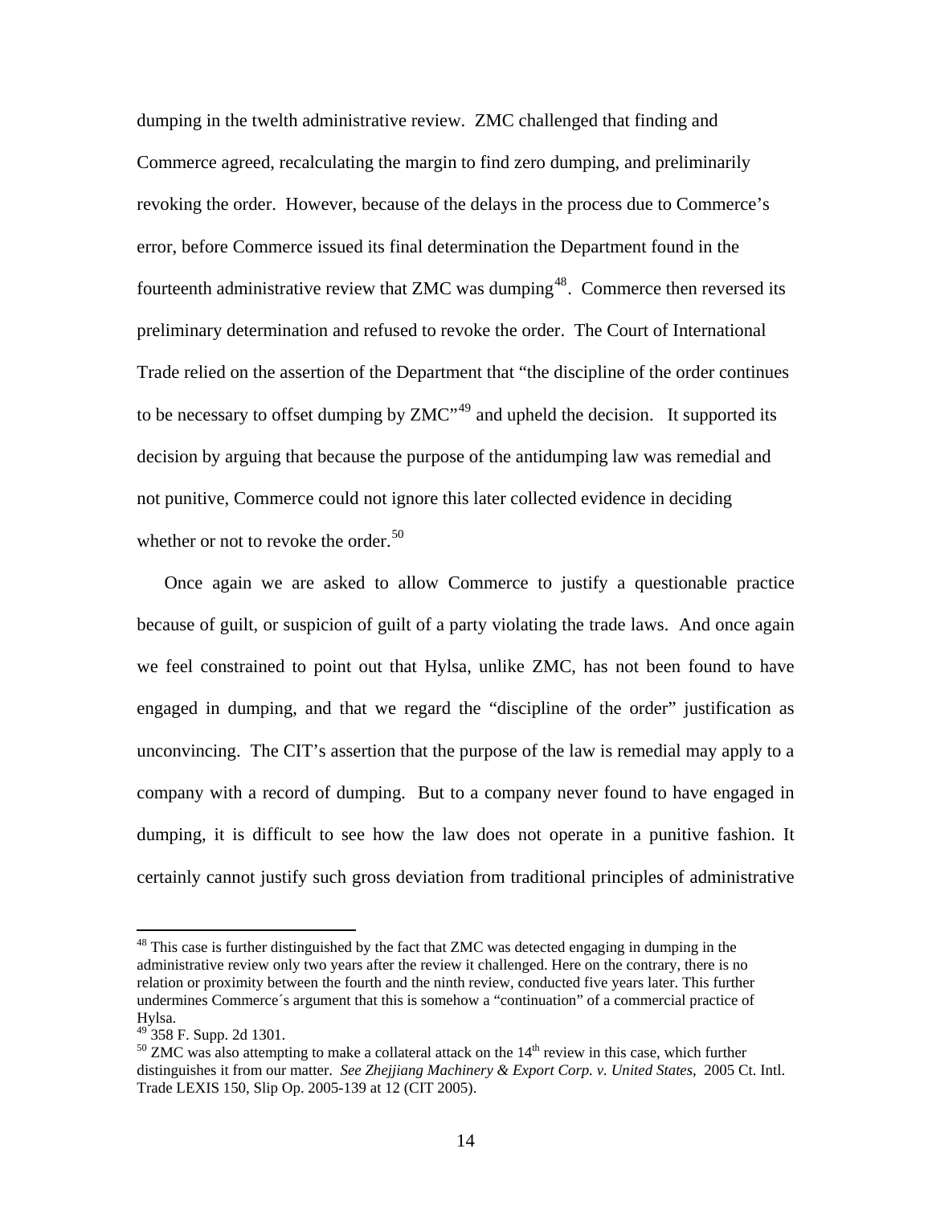dumping in the twelth administrative review. ZMC challenged that finding and Commerce agreed, recalculating the margin to find zero dumping, and preliminarily revoking the order. However, because of the delays in the process due to Commerce's error, before Commerce issued its final determination the Department found in the fourteenth administrative review that ZMC was dumping[48]. Commerce then reversed its preliminary determination and refused to revoke the order. The Court of International Trade relied on the assertion of the Department that "the discipline of the order continues to be necessary to offset dumping by ZMC"[49] and upheld the decision. It supported its decision by arguing that because the purpose of the antidumping law was remedial and not punitive, Commerce could not ignore this later collected evidence in deciding whether or not to revoke the order.[50]

Once again we are asked to allow Commerce to justify a questionable practice because of guilt, or suspicion of guilt of a party violating the trade laws. And once again we feel constrained to point out that Hylsa, unlike ZMC, has not been found to have engaged in dumping, and that we regard the "discipline of the order" justification as unconvincing. The CIT's assertion that the purpose of the law is remedial may apply to a company with a record of dumping. But to a company never found to have engaged in dumping, it is difficult to see how the law does not operate in a punitive fashion. It certainly cannot justify such gross deviation from traditional principles of administrative

---

[48] This case is further distinguished by the fact that ZMC was detected engaging in dumping in the administrative review only two years after the review it challenged. Here on the contrary, there is no relation or proximity between the fourth and the ninth review, conducted five years later. This further undermines Commerce´s argument that this is somehow a "continuation" of a commercial practice of Hylsa.

[49] 358 F. Supp. 2d 1301.

[50] ZMC was also attempting to make a collateral attack on the 14th review in this case, which further distinguishes it from our matter. *See Zhejjiang Machinery & Export Corp. v. United States*, 2005 Ct. Intl. Trade LEXIS 150, Slip Op. 2005-139 at 12 (CIT 2005).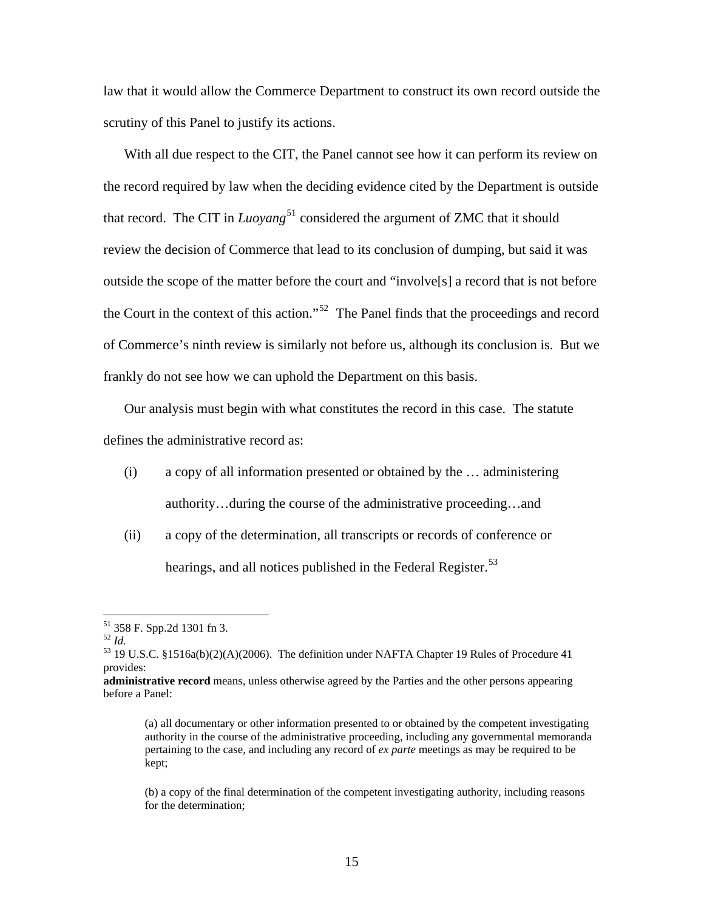law that it would allow the Commerce Department to construct its own record outside the scrutiny of this Panel to justify its actions.

With all due respect to the CIT, the Panel cannot see how it can perform its review on the record required by law when the deciding evidence cited by the Department is outside that record. The CIT in *Luoyang*[51] considered the argument of ZMC that it should review the decision of Commerce that lead to its conclusion of dumping, but said it was outside the scope of the matter before the court and "involve[s] a record that is not before the Court in the context of this action."[52] The Panel finds that the proceedings and record of Commerce's ninth review is similarly not before us, although its conclusion is. But we frankly do not see how we can uphold the Department on this basis.

Our analysis must begin with what constitutes the record in this case. The statute defines the administrative record as:

(i) a copy of all information presented or obtained by the … administering authority…during the course of the administrative proceeding…and

(ii) a copy of the determination, all transcripts or records of conference or hearings, and all notices published in the Federal Register.[53]

---

[51] 358 F. Spp.2d 1301 fn 3.

[52] *Id.*

[53] 19 U.S.C. §1516a(b)(2)(A)(2006). The definition under NAFTA Chapter 19 Rules of Procedure 41 provides:

**administrative record** means, unless otherwise agreed by the Parties and the other persons appearing before a Panel:

> (a) all documentary or other information presented to or obtained by the competent investigating authority in the course of the administrative proceeding, including any governmental memoranda pertaining to the case, and including any record of *ex parte* meetings as may be required to be kept;
>
> (b) a copy of the final determination of the competent investigating authority, including reasons for the determination;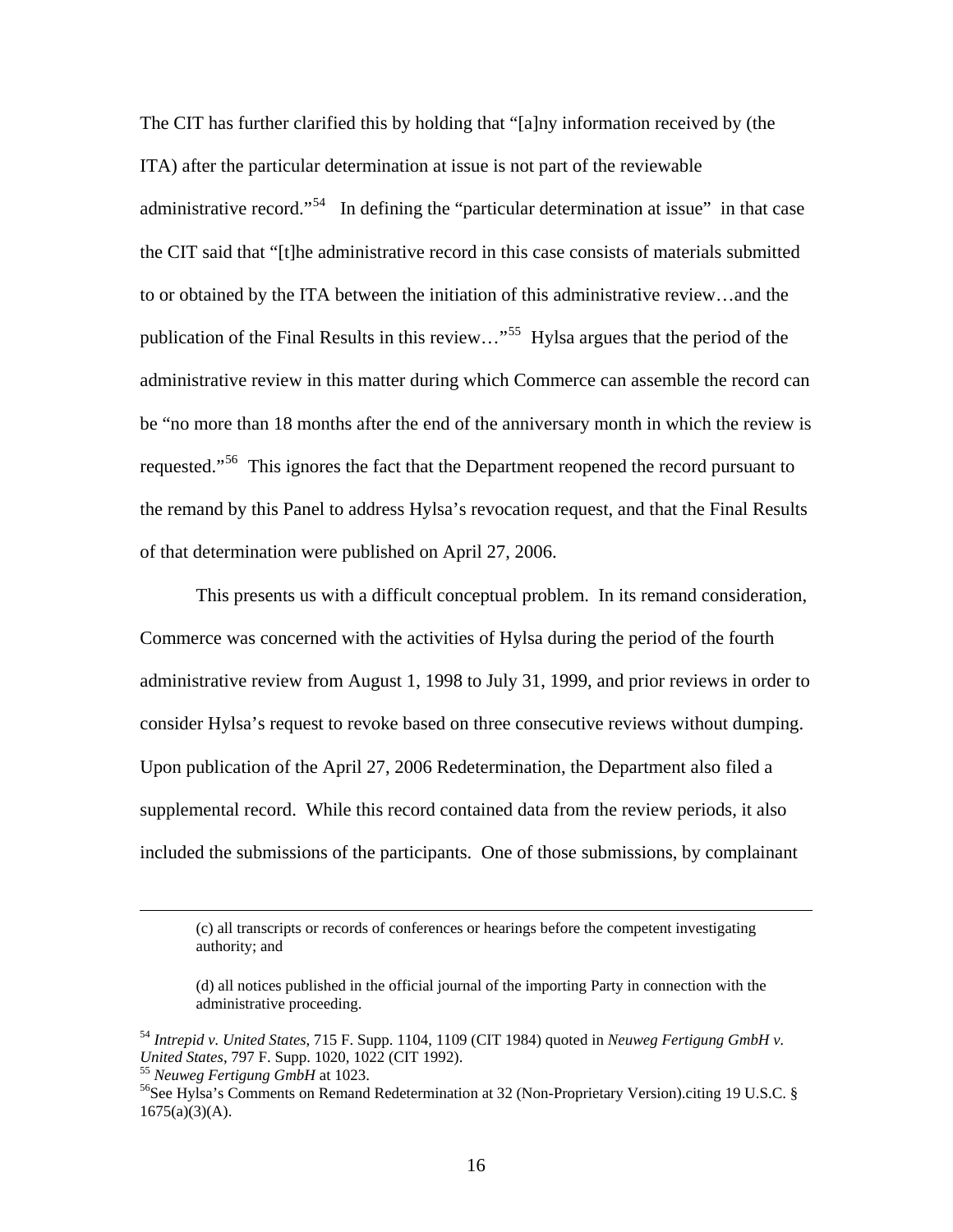The CIT has further clarified this by holding that "[a]ny information received by (the ITA) after the particular determination at issue is not part of the reviewable administrative record."[54] In defining the "particular determination at issue" in that case the CIT said that "[t]he administrative record in this case consists of materials submitted to or obtained by the ITA between the initiation of this administrative review…and the publication of the Final Results in this review…"[55] Hylsa argues that the period of the administrative review in this matter during which Commerce can assemble the record can be "no more than 18 months after the end of the anniversary month in which the review is requested."[56] This ignores the fact that the Department reopened the record pursuant to the remand by this Panel to address Hylsa's revocation request, and that the Final Results of that determination were published on April 27, 2006.

This presents us with a difficult conceptual problem. In its remand consideration, Commerce was concerned with the activities of Hylsa during the period of the fourth administrative review from August 1, 1998 to July 31, 1999, and prior reviews in order to consider Hylsa's request to revoke based on three consecutive reviews without dumping. Upon publication of the April 27, 2006 Redetermination, the Department also filed a supplemental record. While this record contained data from the review periods, it also included the submissions of the participants. One of those submissions, by complainant

---

(c) all transcripts or records of conferences or hearings before the competent investigating authority; and

(d) all notices published in the official journal of the importing Party in connection with the administrative proceeding.

[54] *Intrepid v. United States*, 715 F. Supp. 1104, 1109 (CIT 1984) quoted in *Neuweg Fertigung GmbH v. United States*, 797 F. Supp. 1020, 1022 (CIT 1992).

[55] *Neuweg Fertigung GmbH* at 1023.

[56] See Hylsa's Comments on Remand Redetermination at 32 (Non-Proprietary Version).citing 19 U.S.C. § 1675(a)(3)(A).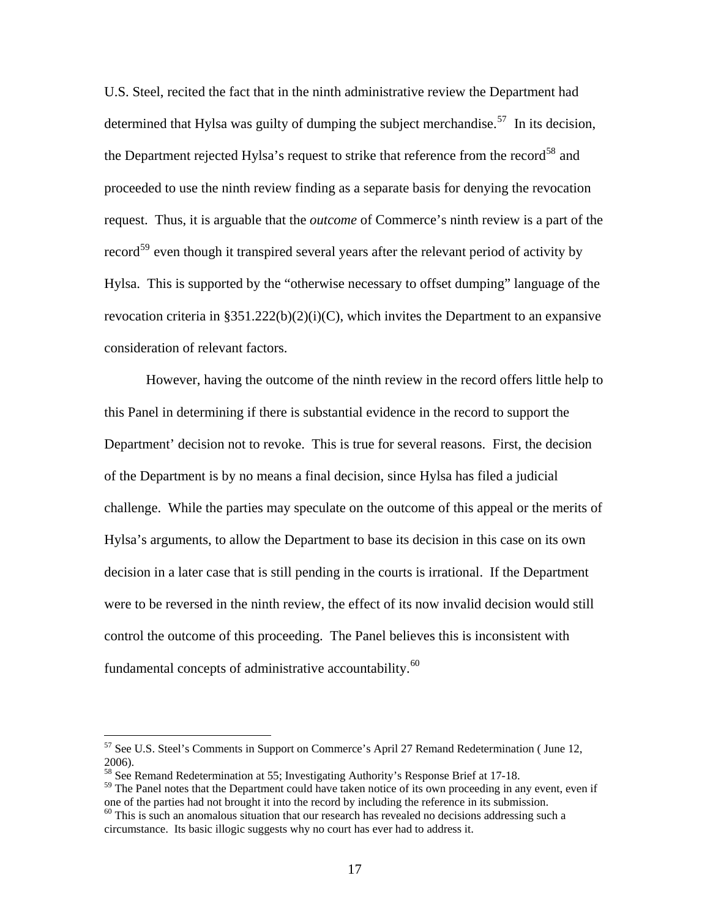U.S. Steel, recited the fact that in the ninth administrative review the Department had determined that Hylsa was guilty of dumping the subject merchandise.[57] In its decision, the Department rejected Hylsa's request to strike that reference from the record[58] and proceeded to use the ninth review finding as a separate basis for denying the revocation request. Thus, it is arguable that the *outcome* of Commerce's ninth review is a part of the record[59] even though it transpired several years after the relevant period of activity by Hylsa. This is supported by the "otherwise necessary to offset dumping" language of the revocation criteria in §351.222(b)(2)(i)(C), which invites the Department to an expansive consideration of relevant factors.

However, having the outcome of the ninth review in the record offers little help to this Panel in determining if there is substantial evidence in the record to support the Department' decision not to revoke. This is true for several reasons. First, the decision of the Department is by no means a final decision, since Hylsa has filed a judicial challenge. While the parties may speculate on the outcome of this appeal or the merits of Hylsa's arguments, to allow the Department to base its decision in this case on its own decision in a later case that is still pending in the courts is irrational. If the Department were to be reversed in the ninth review, the effect of its now invalid decision would still control the outcome of this proceeding. The Panel believes this is inconsistent with fundamental concepts of administrative accountability.[60]

---

[57] See U.S. Steel's Comments in Support on Commerce's April 27 Remand Redetermination ( June 12, 2006).

[58] See Remand Redetermination at 55; Investigating Authority's Response Brief at 17-18.

[59] The Panel notes that the Department could have taken notice of its own proceeding in any event, even if one of the parties had not brought it into the record by including the reference in its submission.

[60] This is such an anomalous situation that our research has revealed no decisions addressing such a circumstance. Its basic illogic suggests why no court has ever had to address it.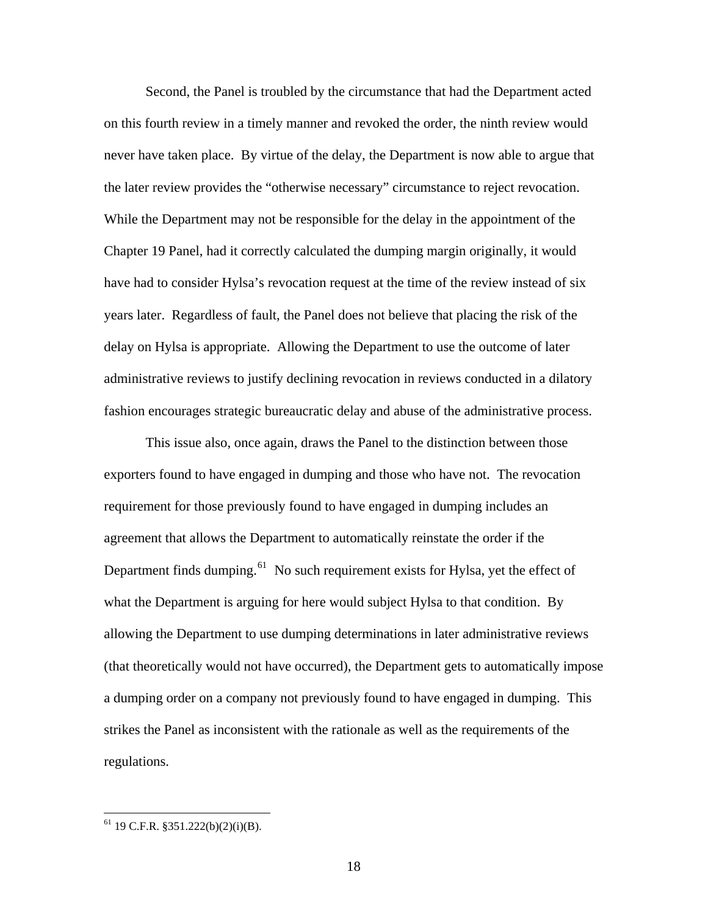Second, the Panel is troubled by the circumstance that had the Department acted on this fourth review in a timely manner and revoked the order, the ninth review would never have taken place. By virtue of the delay, the Department is now able to argue that the later review provides the "otherwise necessary" circumstance to reject revocation. While the Department may not be responsible for the delay in the appointment of the Chapter 19 Panel, had it correctly calculated the dumping margin originally, it would have had to consider Hylsa's revocation request at the time of the review instead of six years later. Regardless of fault, the Panel does not believe that placing the risk of the delay on Hylsa is appropriate. Allowing the Department to use the outcome of later administrative reviews to justify declining revocation in reviews conducted in a dilatory fashion encourages strategic bureaucratic delay and abuse of the administrative process.

This issue also, once again, draws the Panel to the distinction between those exporters found to have engaged in dumping and those who have not. The revocation requirement for those previously found to have engaged in dumping includes an agreement that allows the Department to automatically reinstate the order if the Department finds dumping.[61] No such requirement exists for Hylsa, yet the effect of what the Department is arguing for here would subject Hylsa to that condition. By allowing the Department to use dumping determinations in later administrative reviews (that theoretically would not have occurred), the Department gets to automatically impose a dumping order on a company not previously found to have engaged in dumping. This strikes the Panel as inconsistent with the rationale as well as the requirements of the regulations.

---

[61] 19 C.F.R. §351.222(b)(2)(i)(B).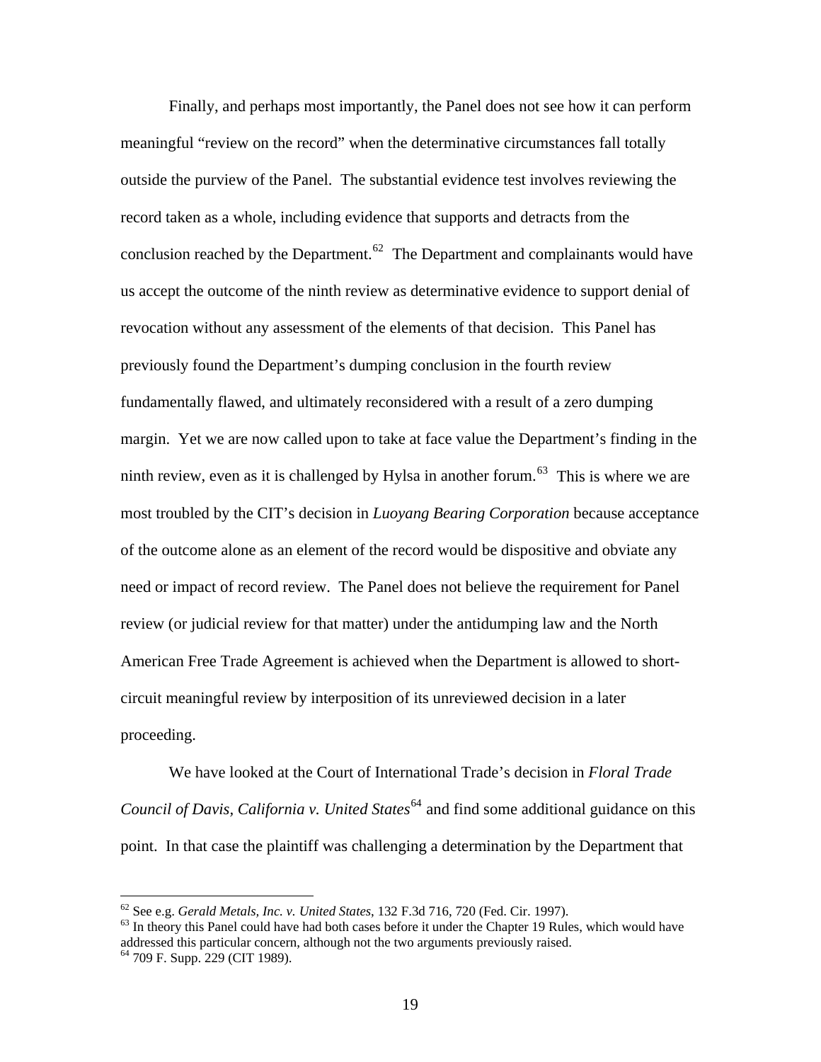Finally, and perhaps most importantly, the Panel does not see how it can perform meaningful "review on the record" when the determinative circumstances fall totally outside the purview of the Panel. The substantial evidence test involves reviewing the record taken as a whole, including evidence that supports and detracts from the conclusion reached by the Department.[62] The Department and complainants would have us accept the outcome of the ninth review as determinative evidence to support denial of revocation without any assessment of the elements of that decision. This Panel has previously found the Department's dumping conclusion in the fourth review fundamentally flawed, and ultimately reconsidered with a result of a zero dumping margin. Yet we are now called upon to take at face value the Department's finding in the ninth review, even as it is challenged by Hylsa in another forum.[63] This is where we are most troubled by the CIT's decision in *Luoyang Bearing Corporation* because acceptance of the outcome alone as an element of the record would be dispositive and obviate any need or impact of record review. The Panel does not believe the requirement for Panel review (or judicial review for that matter) under the antidumping law and the North American Free Trade Agreement is achieved when the Department is allowed to short-circuit meaningful review by interposition of its unreviewed decision in a later proceeding.

We have looked at the Court of International Trade's decision in *Floral Trade Council of Davis, California v. United States*[64] and find some additional guidance on this point. In that case the plaintiff was challenging a determination by the Department that

---

[62] See e.g. *Gerald Metals, Inc. v. United States*, 132 F.3d 716, 720 (Fed. Cir. 1997).

[63] In theory this Panel could have had both cases before it under the Chapter 19 Rules, which would have addressed this particular concern, although not the two arguments previously raised.

[64] 709 F. Supp. 229 (CIT 1989).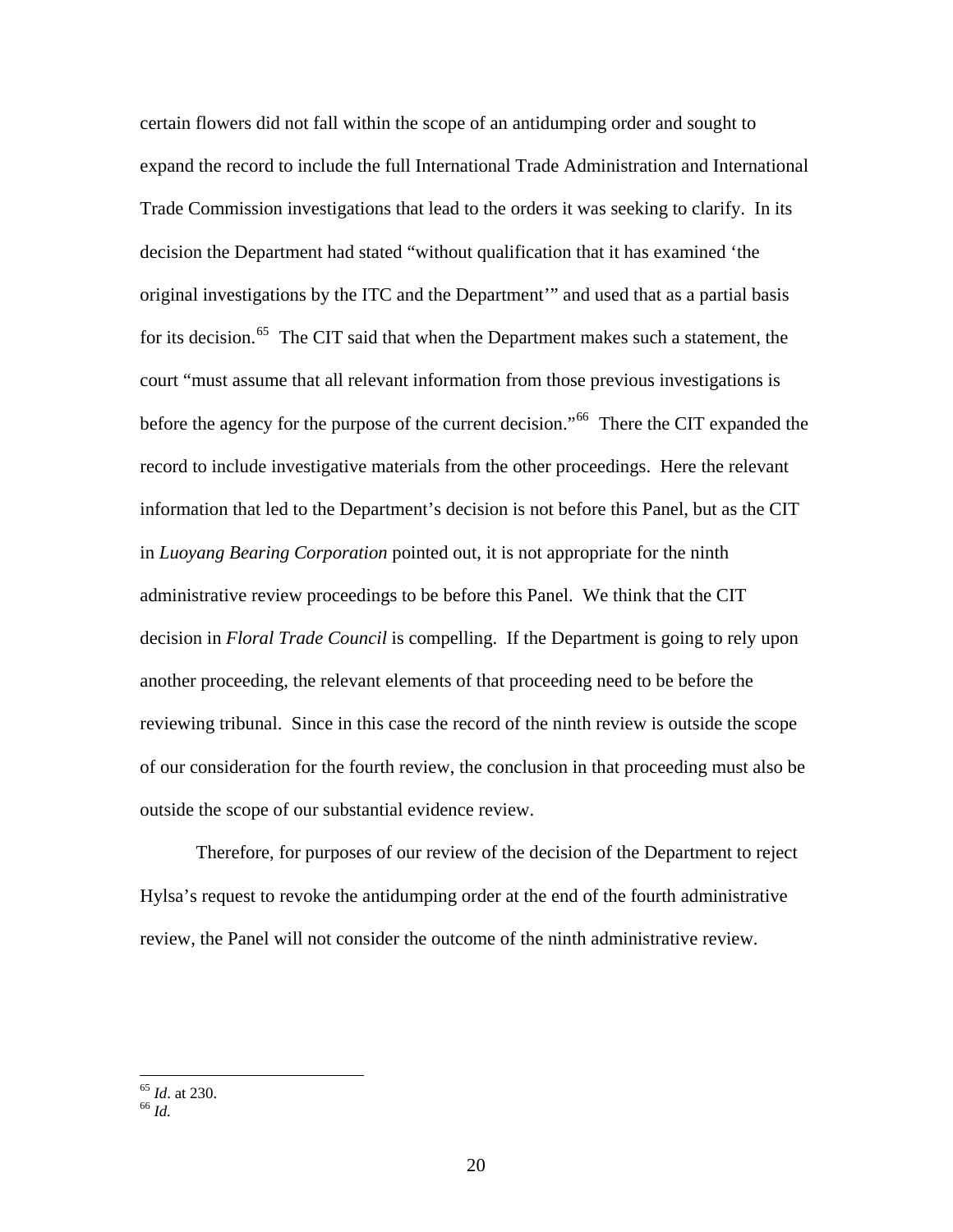certain flowers did not fall within the scope of an antidumping order and sought to expand the record to include the full International Trade Administration and International Trade Commission investigations that lead to the orders it was seeking to clarify. In its decision the Department had stated "without qualification that it has examined 'the original investigations by the ITC and the Department'" and used that as a partial basis for its decision.[65] The CIT said that when the Department makes such a statement, the court "must assume that all relevant information from those previous investigations is before the agency for the purpose of the current decision."[66] There the CIT expanded the record to include investigative materials from the other proceedings. Here the relevant information that led to the Department's decision is not before this Panel, but as the CIT in *Luoyang Bearing Corporation* pointed out, it is not appropriate for the ninth administrative review proceedings to be before this Panel. We think that the CIT decision in *Floral Trade Council* is compelling. If the Department is going to rely upon another proceeding, the relevant elements of that proceeding need to be before the reviewing tribunal. Since in this case the record of the ninth review is outside the scope of our consideration for the fourth review, the conclusion in that proceeding must also be outside the scope of our substantial evidence review.

Therefore, for purposes of our review of the decision of the Department to reject Hylsa's request to revoke the antidumping order at the end of the fourth administrative review, the Panel will not consider the outcome of the ninth administrative review.

---

[65] *Id*. at 230.
[66] *Id.*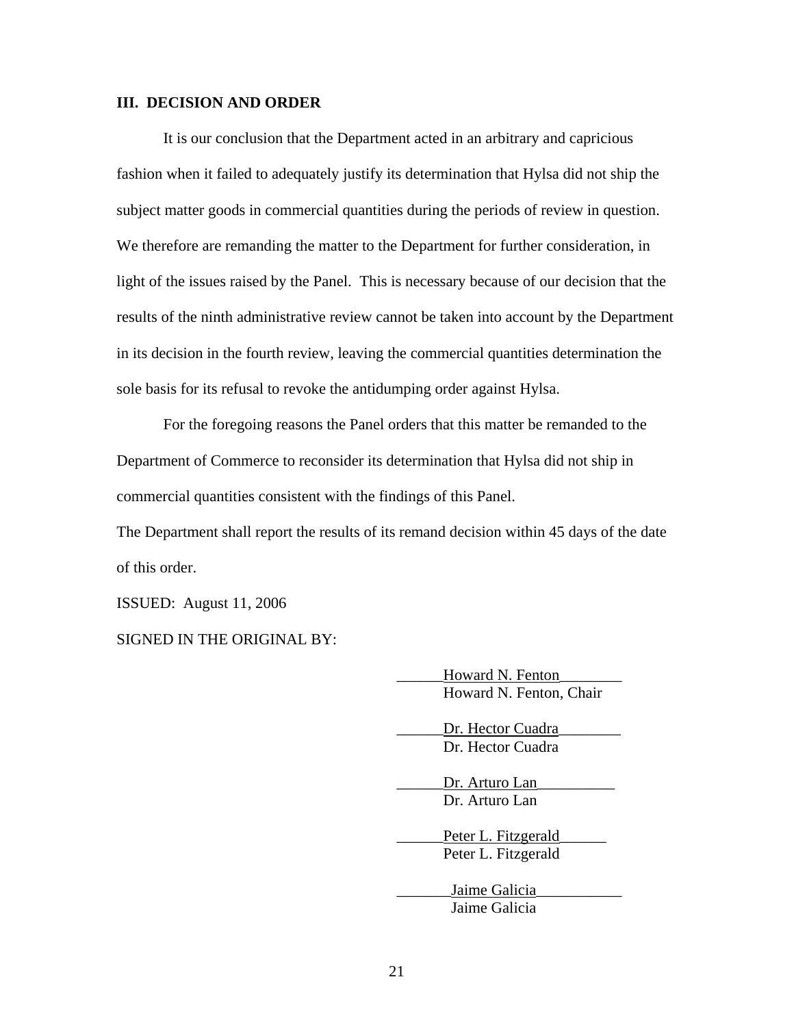### III. DECISION AND ORDER

It is our conclusion that the Department acted in an arbitrary and capricious fashion when it failed to adequately justify its determination that Hylsa did not ship the subject matter goods in commercial quantities during the periods of review in question. We therefore are remanding the matter to the Department for further consideration, in light of the issues raised by the Panel. This is necessary because of our decision that the results of the ninth administrative review cannot be taken into account by the Department in its decision in the fourth review, leaving the commercial quantities determination the sole basis for its refusal to revoke the antidumping order against Hylsa.

For the foregoing reasons the Panel orders that this matter be remanded to the Department of Commerce to reconsider its determination that Hylsa did not ship in commercial quantities consistent with the findings of this Panel.

The Department shall report the results of its remand decision within 45 days of the date of this order.

ISSUED: August 11, 2006

SIGNED IN THE ORIGINAL BY:

Howard N. Fenton
Howard N. Fenton, Chair

Dr. Hector Cuadra
Dr. Hector Cuadra

Dr. Arturo Lan
Dr. Arturo Lan

Peter L. Fitzgerald
Peter L. Fitzgerald

Jaime Galicia
Jaime Galicia